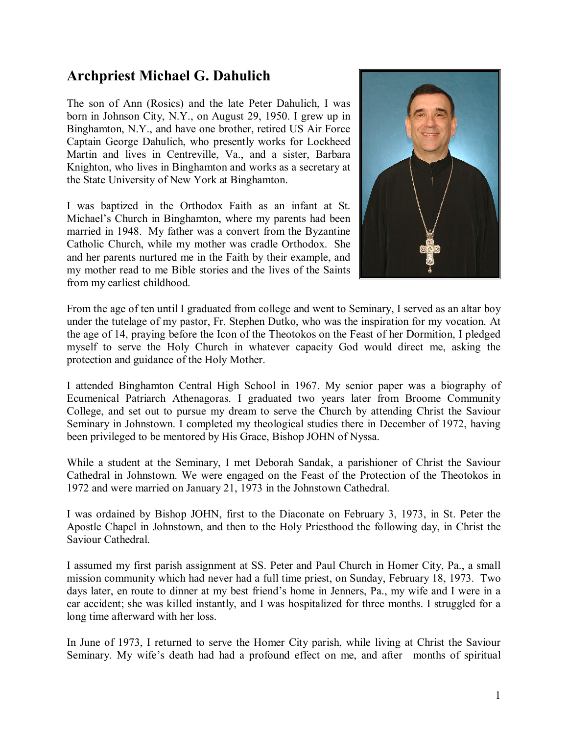# Archpriest Michael G. Dahulich

The son of Ann (Rosics) and the late Peter Dahulich, I was born in Johnson City, N.Y., on August 29, 1950. I grew up in Binghamton, N.Y., and have one brother, retired US Air Force Captain George Dahulich, who presently works for Lockheed Martin and lives in Centreville, Va., and a sister, Barbara Knighton, who lives in Binghamton and works as a secretary at the State University of New York at Binghamton.

I was baptized in the Orthodox Faith as an infant at St. Michael's Church in Binghamton, where my parents had been married in 1948. My father was a convert from the Byzantine Catholic Church, while my mother was cradle Orthodox. She and her parents nurtured me in the Faith by their example, and my mother read to me Bible stories and the lives of the Saints from my earliest childhood.

From the age of ten until I graduated from college and went to Seminary, I served as an altar boy under the tutelage of my pastor, Fr. Stephen Dutko, who was the inspiration for my vocation. At the age of 14, praying before the Icon of the Theotokos on the Feast of her Dormition, I pledged myself to serve the Holy Church in whatever capacity God would direct me, asking the protection and guidance of the Holy Mother.

I attended Binghamton Central High School in 1967. My senior paper was a biography of Ecumenical Patriarch Athenagoras. I graduated two years later from Broome Community College, and set out to pursue my dream to serve the Church by attending Christ the Saviour Seminary in Johnstown. I completed my theological studies there in December of 1972, having been privileged to be mentored by His Grace, Bishop JOHN of Nyssa.

While a student at the Seminary, I met Deborah Sandak, a parishioner of Christ the Saviour Cathedral in Johnstown. We were engaged on the Feast of the Protection of the Theotokos in 1972 and were married on January 21, 1973 in the Johnstown Cathedral.

I was ordained by Bishop JOHN, first to the Diaconate on February 3, 1973, in St. Peter the Apostle Chapel in Johnstown, and then to the Holy Priesthood the following day, in Christ the Saviour Cathedral.

I assumed my first parish assignment at SS. Peter and Paul Church in Homer City, Pa., a small mission community which had never had a full time priest, on Sunday, February 18, 1973. Two days later, en route to dinner at my best friend's home in Jenners, Pa., my wife and I were in a car accident; she was killed instantly, and I was hospitalized for three months. I struggled for a long time afterward with her loss.

In June of 1973, I returned to serve the Homer City parish, while living at Christ the Saviour Seminary. My wife's death had had a profound effect on me, and after months of spiritual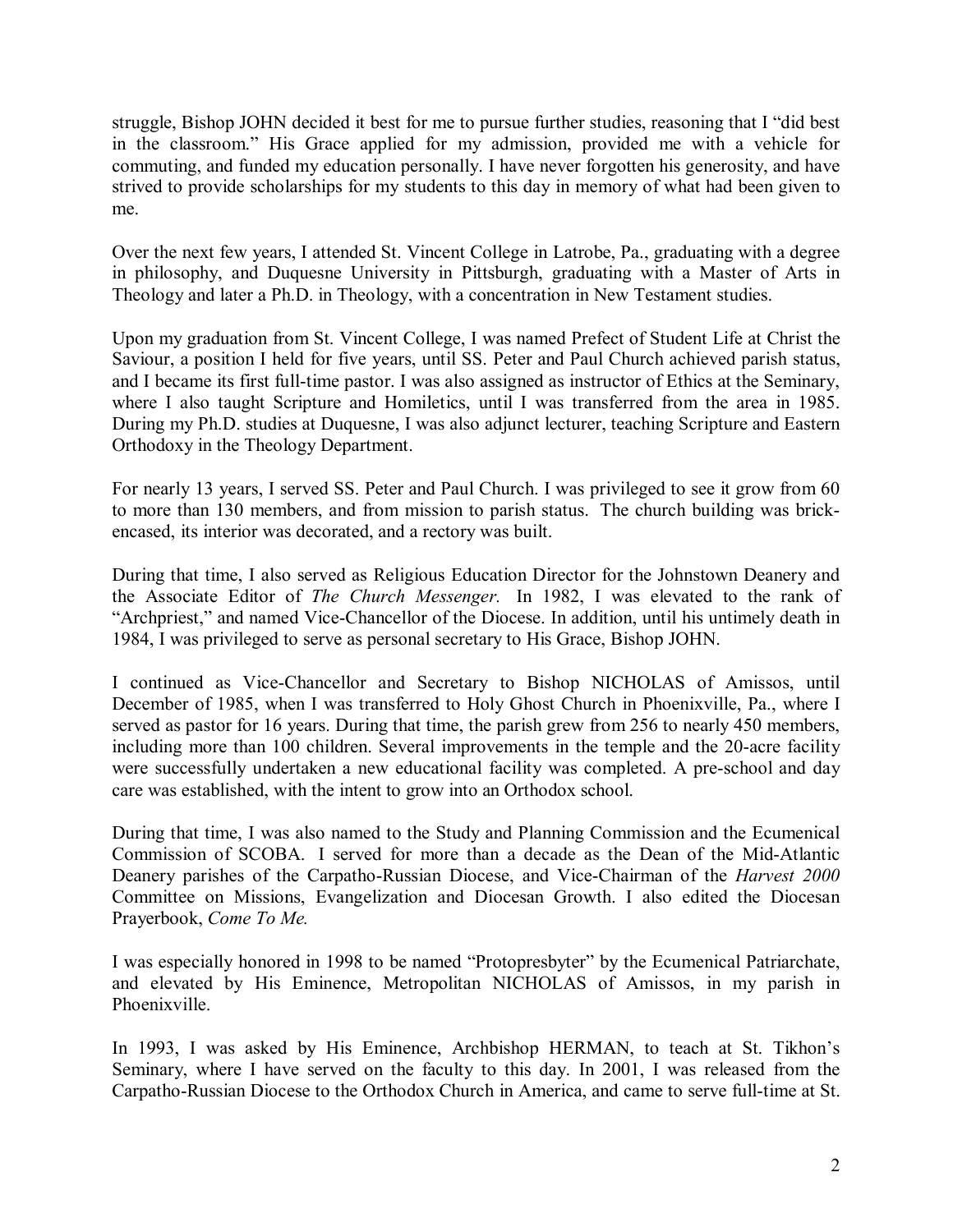struggle, Bishop JOHN decided it best for me to pursue further studies, reasoning that I "did best in the classroom." His Grace applied for my admission, provided me with a vehicle for commuting, and funded my education personally. I have never forgotten his generosity, and have strived to provide scholarships for my students to this day in memory of what had been given to me.

Over the next few years, I attended St. Vincent College in Latrobe, Pa., graduating with a degree in philosophy, and Duquesne University in Pittsburgh, graduating with a Master of Arts in Theology and later a Ph.D. in Theology, with a concentration in New Testament studies.

Upon my graduation from St. Vincent College, I was named Prefect of Student Life at Christ the Saviour, a position I held for five years, until SS. Peter and Paul Church achieved parish status, and I became its first full-time pastor. I was also assigned as instructor of Ethics at the Seminary, where I also taught Scripture and Homiletics, until I was transferred from the area in 1985. During my Ph.D. studies at Duquesne, I was also adjunct lecturer, teaching Scripture and Eastern Orthodoxy in the Theology Department.

For nearly 13 years, I served SS. Peter and Paul Church. I was privileged to see it grow from 60 to more than 130 members, and from mission to parish status. The church building was brick-encased, its interior was decorated, and a rectory was built.

During that time, I also served as Religious Education Director for the Johnstown Deanery and the Associate Editor of *The Church Messenger.* In 1982, I was elevated to the rank of "Archpriest," and named Vice-Chancellor of the Diocese. In addition, until his untimely death in 1984, I was privileged to serve as personal secretary to His Grace, Bishop JOHN.

I continued as Vice-Chancellor and Secretary to Bishop NICHOLAS of Amissos, until December of 1985, when I was transferred to Holy Ghost Church in Phoenixville, Pa., where I served as pastor for 16 years. During that time, the parish grew from 256 to nearly 450 members, including more than 100 children. Several improvements in the temple and the 20-acre facility were successfully undertaken a new educational facility was completed. A pre-school and day care was established, with the intent to grow into an Orthodox school.

During that time, I was also named to the Study and Planning Commission and the Ecumenical Commission of SCOBA. I served for more than a decade as the Dean of the Mid-Atlantic Deanery parishes of the Carpatho-Russian Diocese, and Vice-Chairman of the *Harvest 2000* Committee on Missions, Evangelization and Diocesan Growth. I also edited the Diocesan Prayerbook, *Come To Me.*

I was especially honored in 1998 to be named "Protopresbyter" by the Ecumenical Patriarchate, and elevated by His Eminence, Metropolitan NICHOLAS of Amissos, in my parish in Phoenixville.

In 1993, I was asked by His Eminence, Archbishop HERMAN, to teach at St. Tikhon's Seminary, where I have served on the faculty to this day. In 2001, I was released from the Carpatho-Russian Diocese to the Orthodox Church in America, and came to serve full-time at St.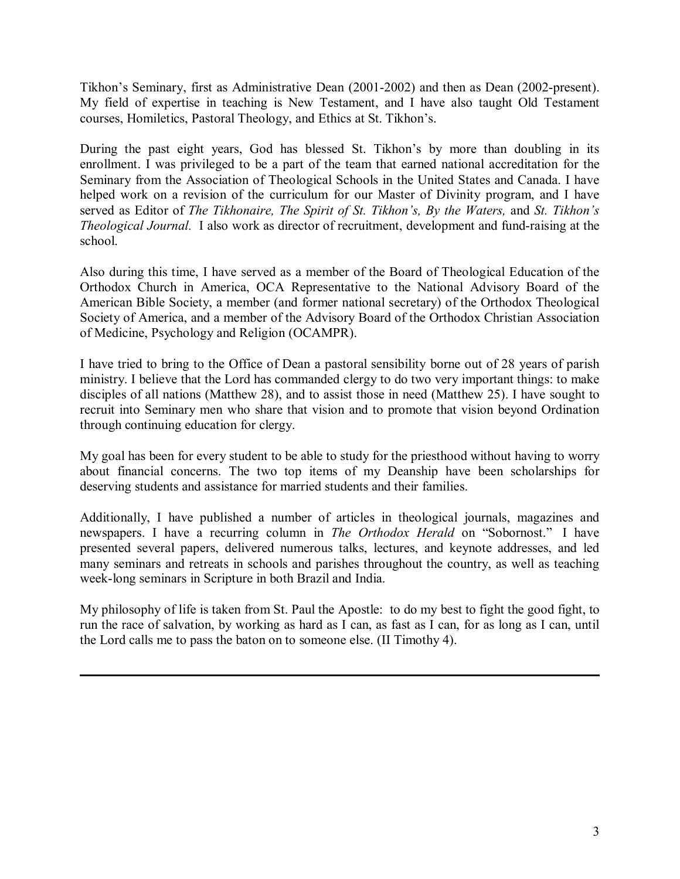Tikhon's Seminary, first as Administrative Dean (2001-2002) and then as Dean (2002-present). My field of expertise in teaching is New Testament, and I have also taught Old Testament courses, Homiletics, Pastoral Theology, and Ethics at St. Tikhon's.

During the past eight years, God has blessed St. Tikhon's by more than doubling in its enrollment. I was privileged to be a part of the team that earned national accreditation for the Seminary from the Association of Theological Schools in the United States and Canada. I have helped work on a revision of the curriculum for our Master of Divinity program, and I have served as Editor of *The Tikhonaire, The Spirit of St. Tikhon's, By the Waters,* and *St. Tikhon's Theological Journal.* I also work as director of recruitment, development and fund-raising at the school.

Also during this time, I have served as a member of the Board of Theological Education of the Orthodox Church in America, OCA Representative to the National Advisory Board of the American Bible Society, a member (and former national secretary) of the Orthodox Theological Society of America, and a member of the Advisory Board of the Orthodox Christian Association of Medicine, Psychology and Religion (OCAMPR).

I have tried to bring to the Office of Dean a pastoral sensibility borne out of 28 years of parish ministry. I believe that the Lord has commanded clergy to do two very important things: to make disciples of all nations (Matthew 28), and to assist those in need (Matthew 25). I have sought to recruit into Seminary men who share that vision and to promote that vision beyond Ordination through continuing education for clergy.

My goal has been for every student to be able to study for the priesthood without having to worry about financial concerns. The two top items of my Deanship have been scholarships for deserving students and assistance for married students and their families.

Additionally, I have published a number of articles in theological journals, magazines and newspapers. I have a recurring column in *The Orthodox Herald* on "Sobornost." I have presented several papers, delivered numerous talks, lectures, and keynote addresses, and led many seminars and retreats in schools and parishes throughout the country, as well as teaching week-long seminars in Scripture in both Brazil and India.

My philosophy of life is taken from St. Paul the Apostle: to do my best to fight the good fight, to run the race of salvation, by working as hard as I can, as fast as I can, for as long as I can, until the Lord calls me to pass the baton on to someone else. (II Timothy 4).

---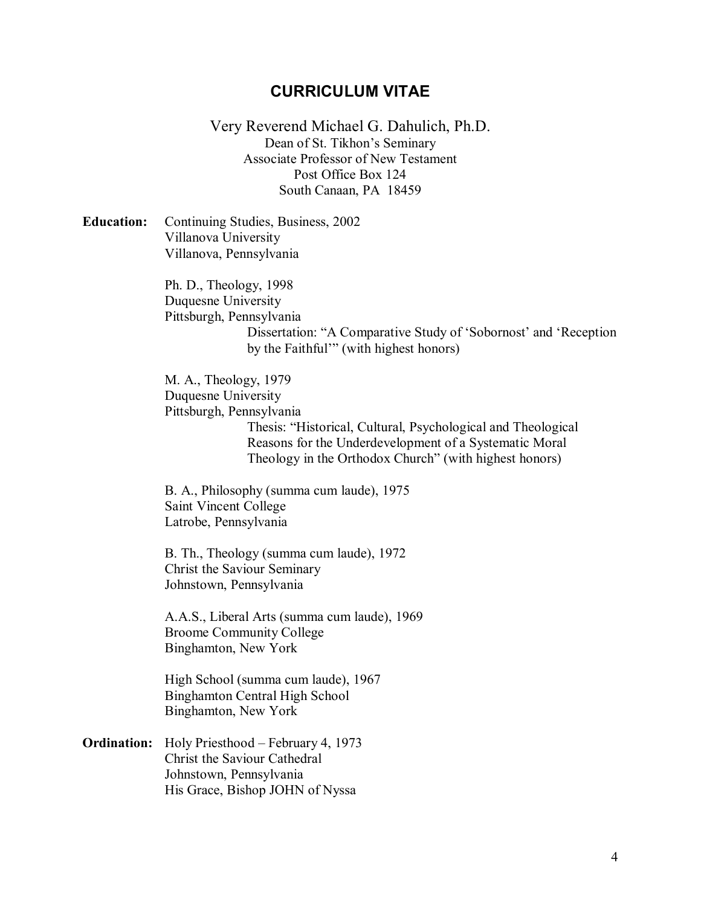## CURRICULUM VITAE

Very Reverend Michael G. Dahulich, Ph.D.
Dean of St. Tikhon's Seminary
Associate Professor of New Testament
Post Office Box 124
South Canaan, PA 18459

**Education:**

Continuing Studies, Business, 2002
Villanova University
Villanova, Pennsylvania

Ph. D., Theology, 1998
Duquesne University
Pittsburgh, Pennsylvania
Dissertation: "A Comparative Study of 'Sobornost' and 'Reception by the Faithful'" (with highest honors)

M. A., Theology, 1979
Duquesne University
Pittsburgh, Pennsylvania
Thesis: "Historical, Cultural, Psychological and Theological Reasons for the Underdevelopment of a Systematic Moral Theology in the Orthodox Church" (with highest honors)

B. A., Philosophy (summa cum laude), 1975
Saint Vincent College
Latrobe, Pennsylvania

B. Th., Theology (summa cum laude), 1972
Christ the Saviour Seminary
Johnstown, Pennsylvania

A.A.S., Liberal Arts (summa cum laude), 1969
Broome Community College
Binghamton, New York

High School (summa cum laude), 1967
Binghamton Central High School
Binghamton, New York

**Ordination:**

Holy Priesthood – February 4, 1973
Christ the Saviour Cathedral
Johnstown, Pennsylvania
His Grace, Bishop JOHN of Nyssa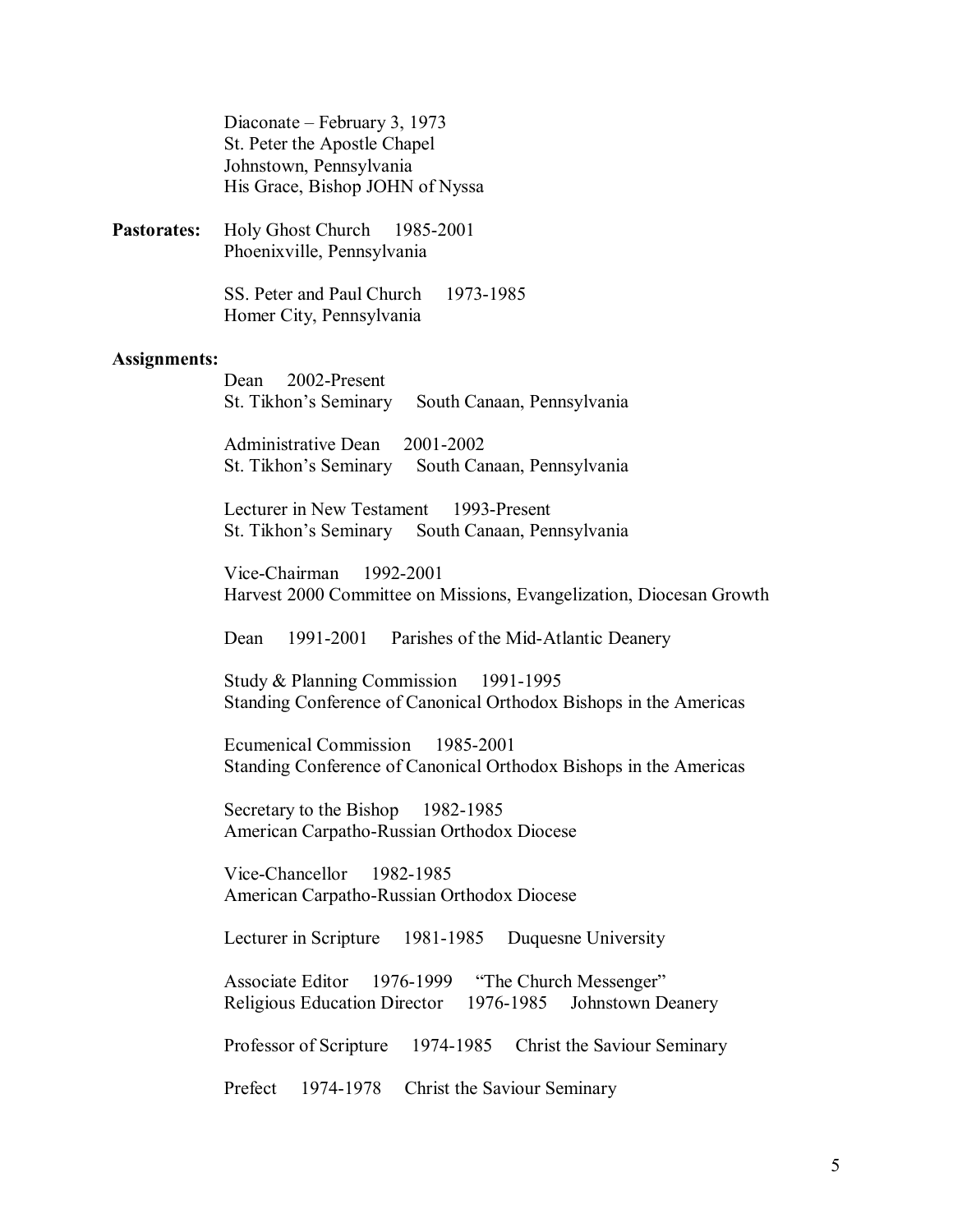Diaconate – February 3, 1973
St. Peter the Apostle Chapel
Johnstown, Pennsylvania
His Grace, Bishop JOHN of Nyssa

**Pastorates:** Holy Ghost Church 1985-2001
Phoenixville, Pennsylvania

SS. Peter and Paul Church 1973-1985
Homer City, Pennsylvania

**Assignments:**

Dean 2002-Present
St. Tikhon's Seminary South Canaan, Pennsylvania

Administrative Dean 2001-2002
St. Tikhon's Seminary South Canaan, Pennsylvania

Lecturer in New Testament 1993-Present
St. Tikhon's Seminary South Canaan, Pennsylvania

Vice-Chairman 1992-2001
Harvest 2000 Committee on Missions, Evangelization, Diocesan Growth

Dean 1991-2001 Parishes of the Mid-Atlantic Deanery

Study & Planning Commission 1991-1995
Standing Conference of Canonical Orthodox Bishops in the Americas

Ecumenical Commission 1985-2001
Standing Conference of Canonical Orthodox Bishops in the Americas

Secretary to the Bishop 1982-1985
American Carpatho-Russian Orthodox Diocese

Vice-Chancellor 1982-1985
American Carpatho-Russian Orthodox Diocese

Lecturer in Scripture 1981-1985 Duquesne University

Associate Editor 1976-1999 "The Church Messenger"
Religious Education Director 1976-1985 Johnstown Deanery

Professor of Scripture 1974-1985 Christ the Saviour Seminary

Prefect 1974-1978 Christ the Saviour Seminary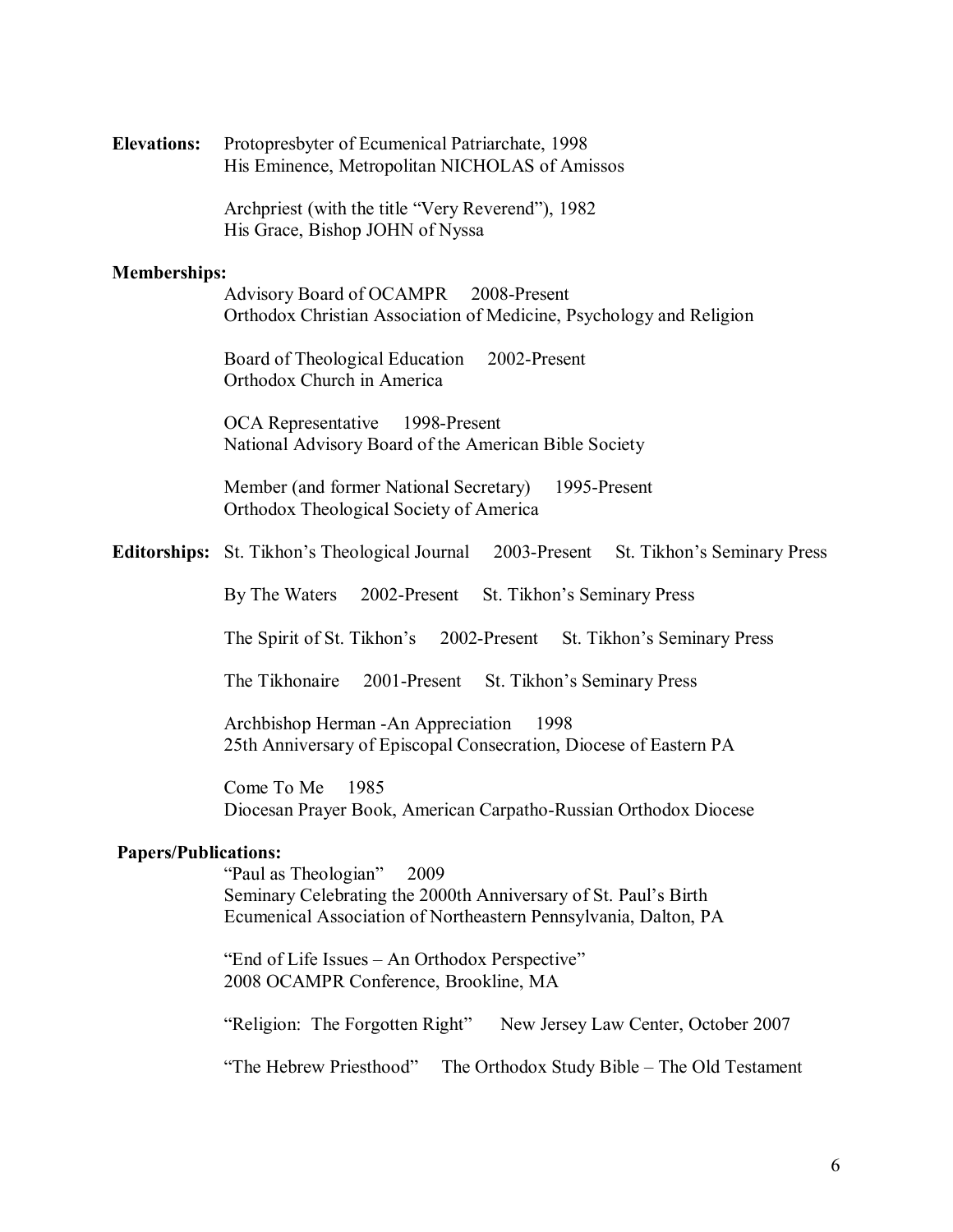**Elevations:** Protopresbyter of Ecumenical Patriarchate, 1998
His Eminence, Metropolitan NICHOLAS of Amissos

Archpriest (with the title "Very Reverend"), 1982
His Grace, Bishop JOHN of Nyssa

**Memberships:**

Advisory Board of OCAMPR 2008-Present
Orthodox Christian Association of Medicine, Psychology and Religion

Board of Theological Education 2002-Present
Orthodox Church in America

OCA Representative 1998-Present
National Advisory Board of the American Bible Society

Member (and former National Secretary) 1995-Present
Orthodox Theological Society of America

**Editorships:** St. Tikhon's Theological Journal 2003-Present St. Tikhon's Seminary Press

By The Waters 2002-Present St. Tikhon's Seminary Press

The Spirit of St. Tikhon's 2002-Present St. Tikhon's Seminary Press

The Tikhonaire 2001-Present St. Tikhon's Seminary Press

Archbishop Herman -An Appreciation 1998
25th Anniversary of Episcopal Consecration, Diocese of Eastern PA

Come To Me 1985
Diocesan Prayer Book, American Carpatho-Russian Orthodox Diocese

**Papers/Publications:**

"Paul as Theologian" 2009
Seminary Celebrating the 2000th Anniversary of St. Paul's Birth
Ecumenical Association of Northeastern Pennsylvania, Dalton, PA

"End of Life Issues – An Orthodox Perspective"
2008 OCAMPR Conference, Brookline, MA

"Religion: The Forgotten Right" New Jersey Law Center, October 2007

"The Hebrew Priesthood" The Orthodox Study Bible – The Old Testament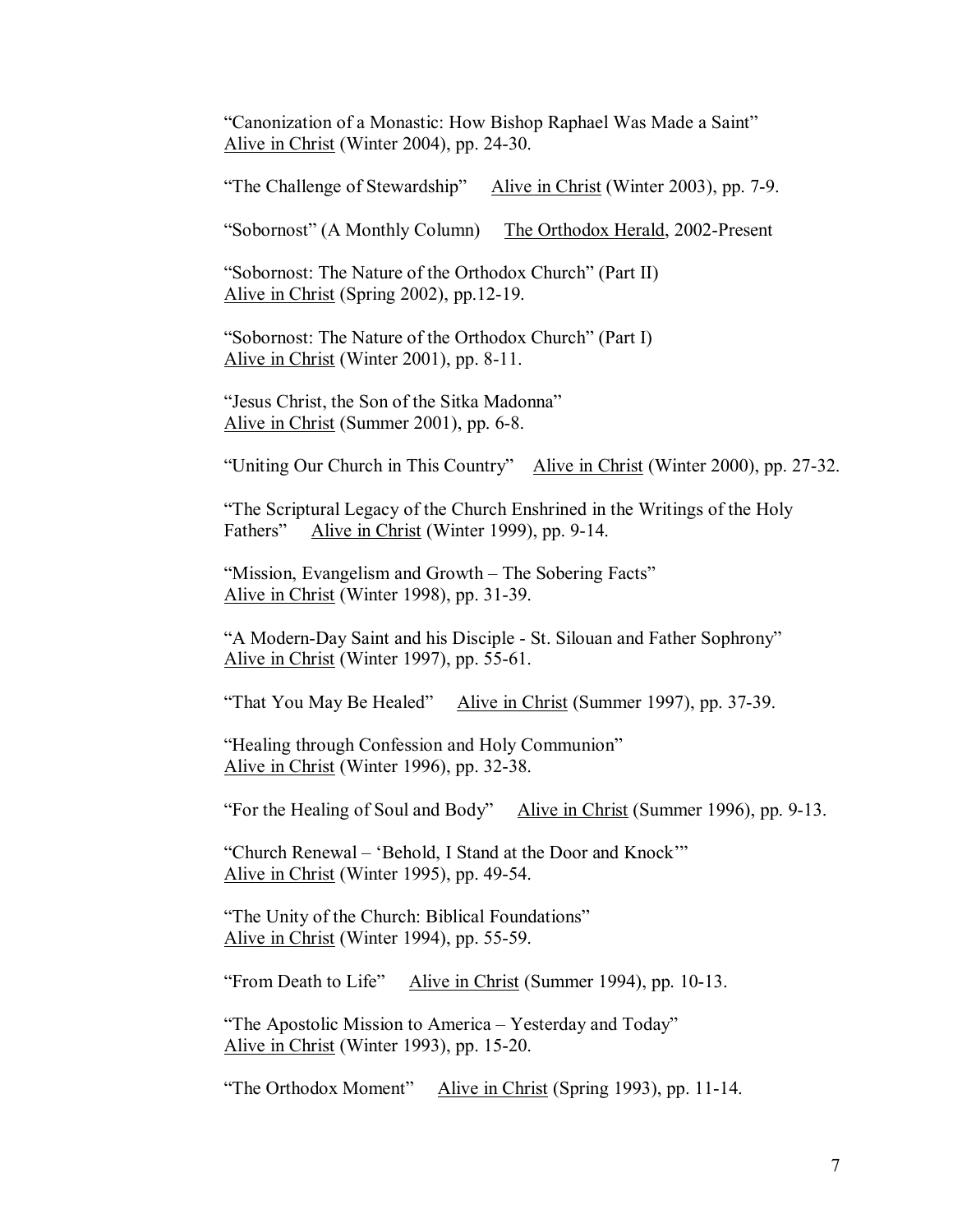"Canonization of a Monastic: How Bishop Raphael Was Made a Saint"
Alive in Christ (Winter 2004), pp. 24-30.

"The Challenge of Stewardship" Alive in Christ (Winter 2003), pp. 7-9.

"Sobornost" (A Monthly Column) The Orthodox Herald, 2002-Present

"Sobornost: The Nature of the Orthodox Church" (Part II)
Alive in Christ (Spring 2002), pp.12-19.

"Sobornost: The Nature of the Orthodox Church" (Part I)
Alive in Christ (Winter 2001), pp. 8-11.

"Jesus Christ, the Son of the Sitka Madonna"
Alive in Christ (Summer 2001), pp. 6-8.

"Uniting Our Church in This Country" Alive in Christ (Winter 2000), pp. 27-32.

"The Scriptural Legacy of the Church Enshrined in the Writings of the Holy Fathers" Alive in Christ (Winter 1999), pp. 9-14.

"Mission, Evangelism and Growth – The Sobering Facts"
Alive in Christ (Winter 1998), pp. 31-39.

"A Modern-Day Saint and his Disciple - St. Silouan and Father Sophrony"
Alive in Christ (Winter 1997), pp. 55-61.

"That You May Be Healed" Alive in Christ (Summer 1997), pp. 37-39.

"Healing through Confession and Holy Communion"
Alive in Christ (Winter 1996), pp. 32-38.

"For the Healing of Soul and Body" Alive in Christ (Summer 1996), pp. 9-13.

"Church Renewal – 'Behold, I Stand at the Door and Knock'"
Alive in Christ (Winter 1995), pp. 49-54.

"The Unity of the Church: Biblical Foundations"
Alive in Christ (Winter 1994), pp. 55-59.

"From Death to Life" Alive in Christ (Summer 1994), pp. 10-13.

"The Apostolic Mission to America – Yesterday and Today"
Alive in Christ (Winter 1993), pp. 15-20.

"The Orthodox Moment" Alive in Christ (Spring 1993), pp. 11-14.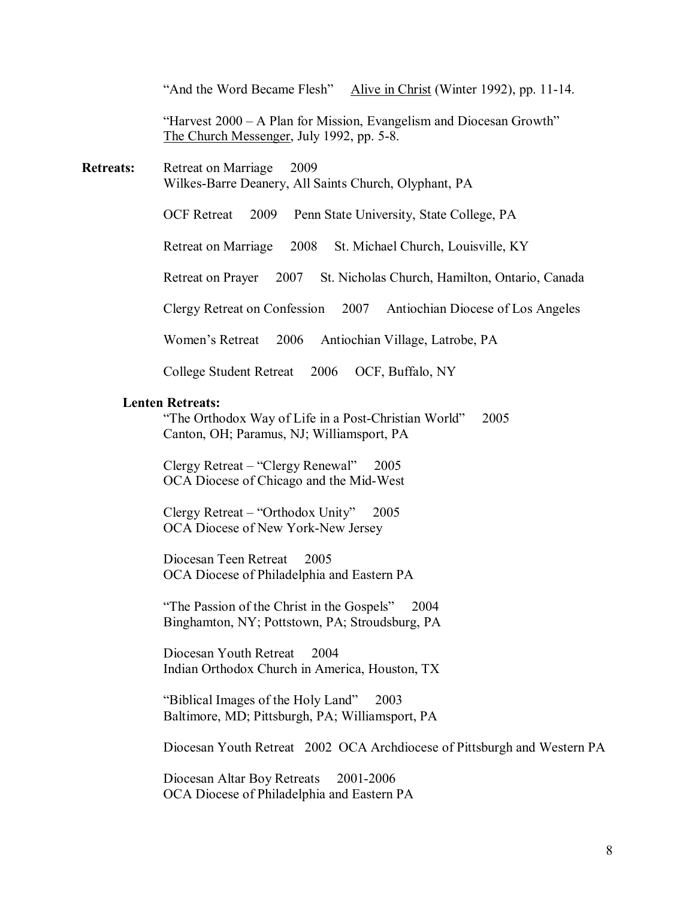"And the Word Became Flesh" Alive in Christ (Winter 1992), pp. 11-14.

"Harvest 2000 – A Plan for Mission, Evangelism and Diocesan Growth" The Church Messenger, July 1992, pp. 5-8.

**Retreats:**

Retreat on Marriage 2009
Wilkes-Barre Deanery, All Saints Church, Olyphant, PA

OCF Retreat 2009 Penn State University, State College, PA

Retreat on Marriage 2008 St. Michael Church, Louisville, KY

Retreat on Prayer 2007 St. Nicholas Church, Hamilton, Ontario, Canada

Clergy Retreat on Confession 2007 Antiochian Diocese of Los Angeles

Women's Retreat 2006 Antiochian Village, Latrobe, PA

College Student Retreat 2006 OCF, Buffalo, NY

**Lenten Retreats:**

"The Orthodox Way of Life in a Post-Christian World" 2005
Canton, OH; Paramus, NJ; Williamsport, PA

Clergy Retreat – "Clergy Renewal" 2005
OCA Diocese of Chicago and the Mid-West

Clergy Retreat – "Orthodox Unity" 2005
OCA Diocese of New York-New Jersey

Diocesan Teen Retreat 2005
OCA Diocese of Philadelphia and Eastern PA

"The Passion of the Christ in the Gospels" 2004
Binghamton, NY; Pottstown, PA; Stroudsburg, PA

Diocesan Youth Retreat 2004
Indian Orthodox Church in America, Houston, TX

"Biblical Images of the Holy Land" 2003
Baltimore, MD; Pittsburgh, PA; Williamsport, PA

Diocesan Youth Retreat 2002 OCA Archdiocese of Pittsburgh and Western PA

Diocesan Altar Boy Retreats 2001-2006
OCA Diocese of Philadelphia and Eastern PA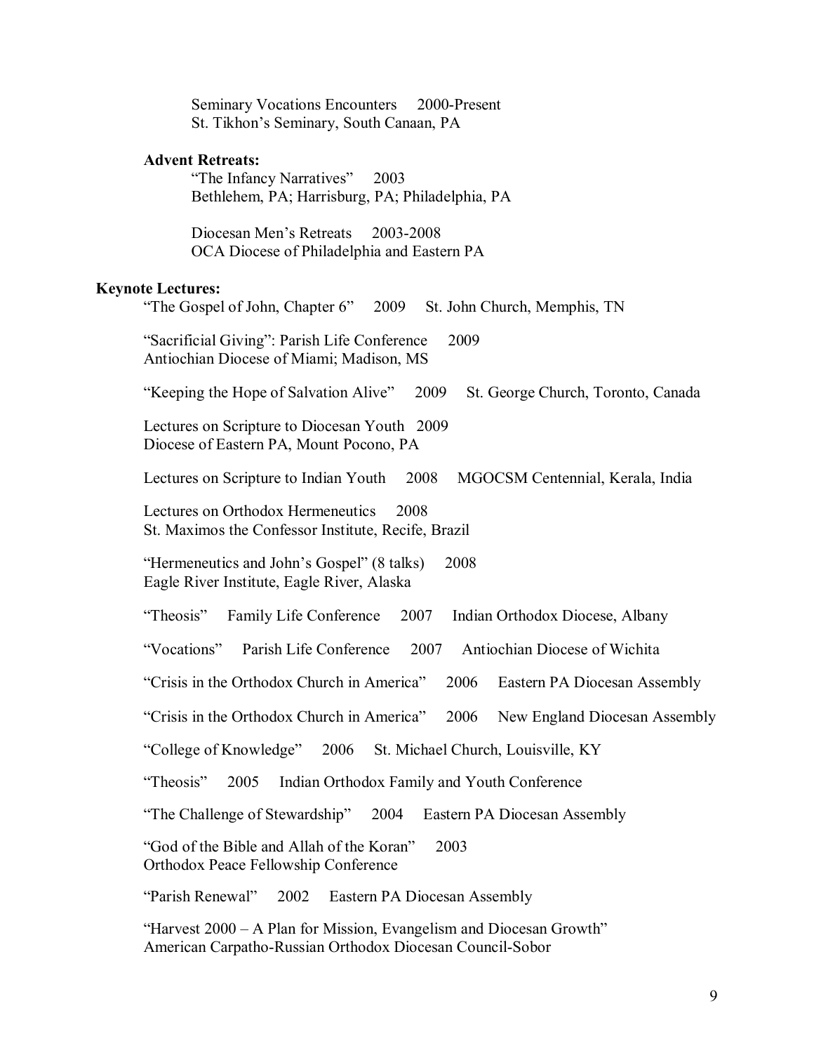Seminary Vocations Encounters 2000-Present
St. Tikhon's Seminary, South Canaan, PA

**Advent Retreats:**

"The Infancy Narratives" 2003
Bethlehem, PA; Harrisburg, PA; Philadelphia, PA

Diocesan Men's Retreats 2003-2008
OCA Diocese of Philadelphia and Eastern PA

**Keynote Lectures:**

"The Gospel of John, Chapter 6" 2009 St. John Church, Memphis, TN

"Sacrificial Giving": Parish Life Conference 2009
Antiochian Diocese of Miami; Madison, MS

"Keeping the Hope of Salvation Alive" 2009 St. George Church, Toronto, Canada

Lectures on Scripture to Diocesan Youth 2009
Diocese of Eastern PA, Mount Pocono, PA

Lectures on Scripture to Indian Youth 2008 MGOCSM Centennial, Kerala, India

Lectures on Orthodox Hermeneutics 2008
St. Maximos the Confessor Institute, Recife, Brazil

"Hermeneutics and John's Gospel" (8 talks) 2008
Eagle River Institute, Eagle River, Alaska

"Theosis" Family Life Conference 2007 Indian Orthodox Diocese, Albany

"Vocations" Parish Life Conference 2007 Antiochian Diocese of Wichita

"Crisis in the Orthodox Church in America" 2006 Eastern PA Diocesan Assembly

"Crisis in the Orthodox Church in America" 2006 New England Diocesan Assembly

"College of Knowledge" 2006 St. Michael Church, Louisville, KY

"Theosis" 2005 Indian Orthodox Family and Youth Conference

"The Challenge of Stewardship" 2004 Eastern PA Diocesan Assembly

"God of the Bible and Allah of the Koran" 2003
Orthodox Peace Fellowship Conference

"Parish Renewal" 2002 Eastern PA Diocesan Assembly

"Harvest 2000 – A Plan for Mission, Evangelism and Diocesan Growth"
American Carpatho-Russian Orthodox Diocesan Council-Sobor